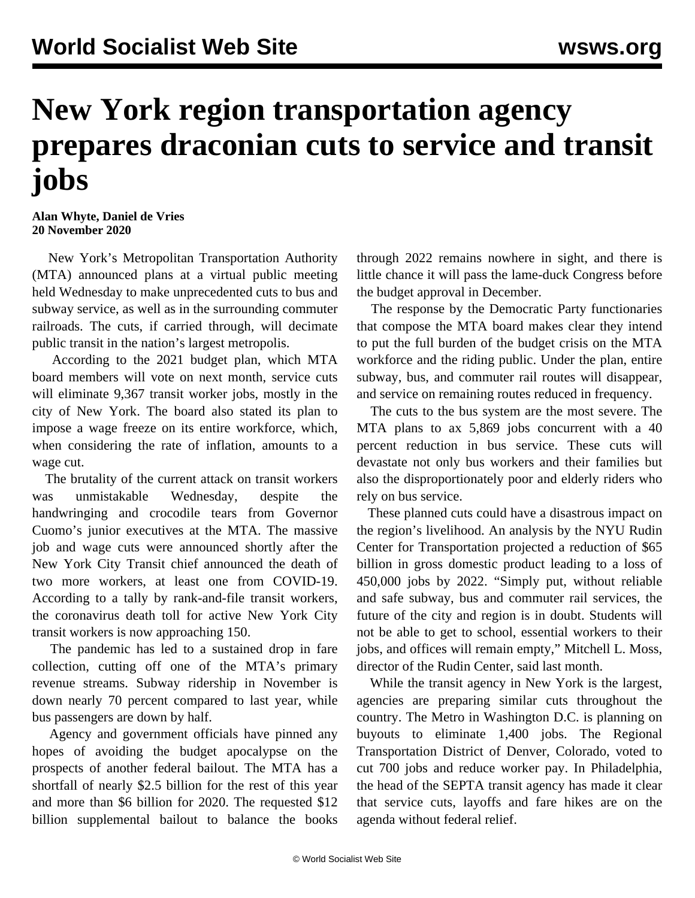# New York region transportation agency prepares draconian cuts to service and transit jobs

**Alan Whyte, Daniel de Vries**
**20 November 2020**

New York's Metropolitan Transportation Authority (MTA) announced plans at a virtual public meeting held Wednesday to make unprecedented cuts to bus and subway service, as well as in the surrounding commuter railroads. The cuts, if carried through, will decimate public transit in the nation's largest metropolis.

According to the 2021 budget plan, which MTA board members will vote on next month, service cuts will eliminate 9,367 transit worker jobs, mostly in the city of New York. The board also stated its plan to impose a wage freeze on its entire workforce, which, when considering the rate of inflation, amounts to a wage cut.

The brutality of the current attack on transit workers was unmistakable Wednesday, despite the handwringing and crocodile tears from Governor Cuomo's junior executives at the MTA. The massive job and wage cuts were announced shortly after the New York City Transit chief announced the death of two more workers, at least one from COVID-19. According to a tally by rank-and-file transit workers, the coronavirus death toll for active New York City transit workers is now approaching 150.

The pandemic has led to a sustained drop in fare collection, cutting off one of the MTA's primary revenue streams. Subway ridership in November is down nearly 70 percent compared to last year, while bus passengers are down by half.

Agency and government officials have pinned any hopes of avoiding the budget apocalypse on the prospects of another federal bailout. The MTA has a shortfall of nearly $2.5 billion for the rest of this year and more than $6 billion for 2020. The requested $12 billion supplemental bailout to balance the books through 2022 remains nowhere in sight, and there is little chance it will pass the lame-duck Congress before the budget approval in December.

The response by the Democratic Party functionaries that compose the MTA board makes clear they intend to put the full burden of the budget crisis on the MTA workforce and the riding public. Under the plan, entire subway, bus, and commuter rail routes will disappear, and service on remaining routes reduced in frequency.

The cuts to the bus system are the most severe. The MTA plans to ax 5,869 jobs concurrent with a 40 percent reduction in bus service. These cuts will devastate not only bus workers and their families but also the disproportionately poor and elderly riders who rely on bus service.

These planned cuts could have a disastrous impact on the region's livelihood. An analysis by the NYU Rudin Center for Transportation projected a reduction of $65 billion in gross domestic product leading to a loss of 450,000 jobs by 2022. "Simply put, without reliable and safe subway, bus and commuter rail services, the future of the city and region is in doubt. Students will not be able to get to school, essential workers to their jobs, and offices will remain empty," Mitchell L. Moss, director of the Rudin Center, said last month.

While the transit agency in New York is the largest, agencies are preparing similar cuts throughout the country. The Metro in Washington D.C. is planning on buyouts to eliminate 1,400 jobs. The Regional Transportation District of Denver, Colorado, voted to cut 700 jobs and reduce worker pay. In Philadelphia, the head of the SEPTA transit agency has made it clear that service cuts, layoffs and fare hikes are on the agenda without federal relief.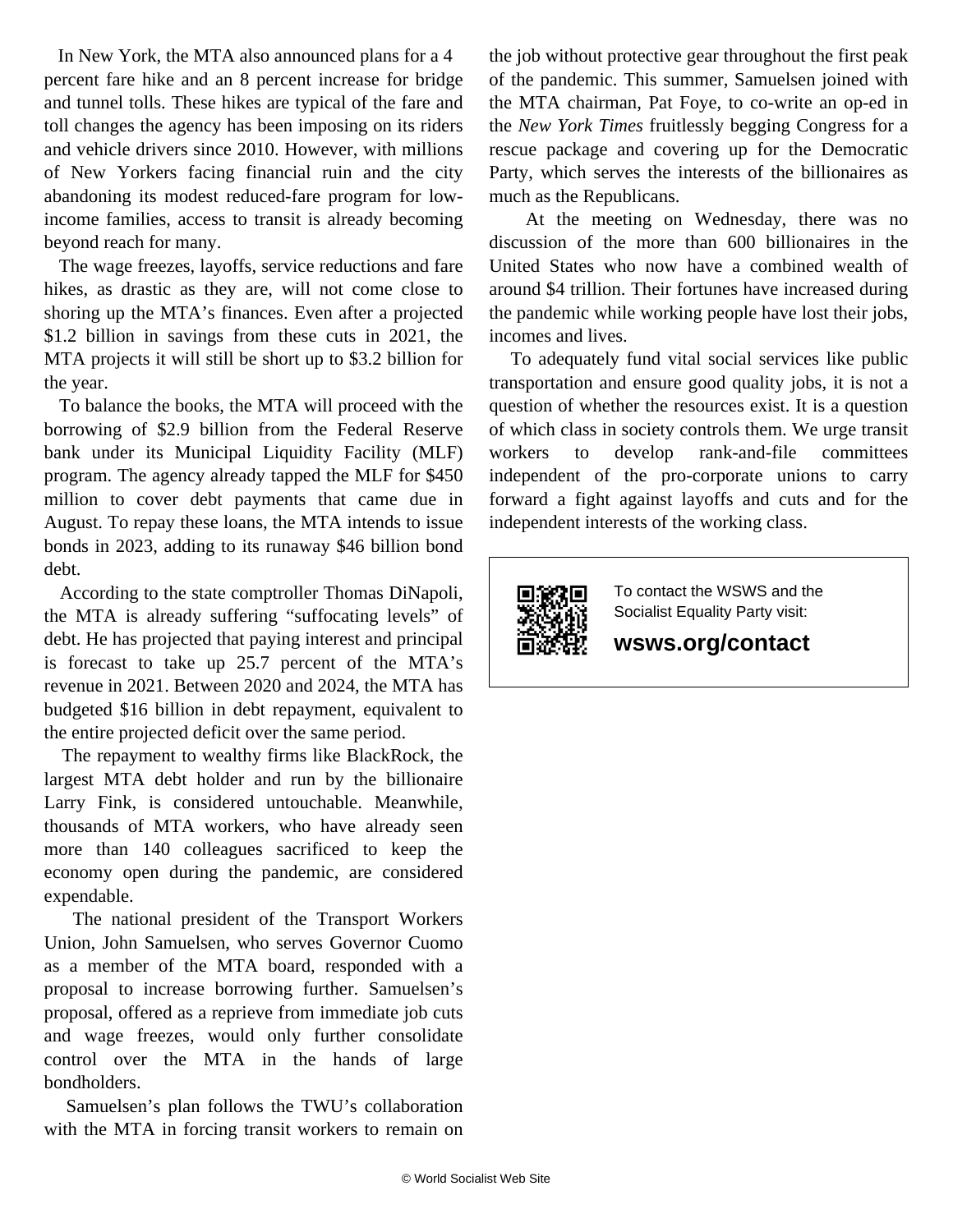In New York, the MTA also announced plans for a 4 percent fare hike and an 8 percent increase for bridge and tunnel tolls. These hikes are typical of the fare and toll changes the agency has been imposing on its riders and vehicle drivers since 2010. However, with millions of New Yorkers facing financial ruin and the city abandoning its modest reduced-fare program for low-income families, access to transit is already becoming beyond reach for many.

The wage freezes, layoffs, service reductions and fare hikes, as drastic as they are, will not come close to shoring up the MTA's finances. Even after a projected $1.2 billion in savings from these cuts in 2021, the MTA projects it will still be short up to $3.2 billion for the year.

To balance the books, the MTA will proceed with the borrowing of $2.9 billion from the Federal Reserve bank under its Municipal Liquidity Facility (MLF) program. The agency already tapped the MLF for $450 million to cover debt payments that came due in August. To repay these loans, the MTA intends to issue bonds in 2023, adding to its runaway $46 billion bond debt.

According to the state comptroller Thomas DiNapoli, the MTA is already suffering "suffocating levels" of debt. He has projected that paying interest and principal is forecast to take up 25.7 percent of the MTA's revenue in 2021. Between 2020 and 2024, the MTA has budgeted $16 billion in debt repayment, equivalent to the entire projected deficit over the same period.

The repayment to wealthy firms like BlackRock, the largest MTA debt holder and run by the billionaire Larry Fink, is considered untouchable. Meanwhile, thousands of MTA workers, who have already seen more than 140 colleagues sacrificed to keep the economy open during the pandemic, are considered expendable.

The national president of the Transport Workers Union, John Samuelsen, who serves Governor Cuomo as a member of the MTA board, responded with a proposal to increase borrowing further. Samuelsen's proposal, offered as a reprieve from immediate job cuts and wage freezes, would only further consolidate control over the MTA in the hands of large bondholders.

Samuelsen's plan follows the TWU's collaboration with the MTA in forcing transit workers to remain on the job without protective gear throughout the first peak of the pandemic. This summer, Samuelsen joined with the MTA chairman, Pat Foye, to co-write an op-ed in the *New York Times* fruitlessly begging Congress for a rescue package and covering up for the Democratic Party, which serves the interests of the billionaires as much as the Republicans.

At the meeting on Wednesday, there was no discussion of the more than 600 billionaires in the United States who now have a combined wealth of around $4 trillion. Their fortunes have increased during the pandemic while working people have lost their jobs, incomes and lives.

To adequately fund vital social services like public transportation and ensure good quality jobs, it is not a question of whether the resources exist. It is a question of which class in society controls them. We urge transit workers to develop rank-and-file committees independent of the pro-corporate unions to carry forward a fight against layoffs and cuts and for the independent interests of the working class.

To contact the WSWS and the Socialist Equality Party visit:

**wsws.org/contact**